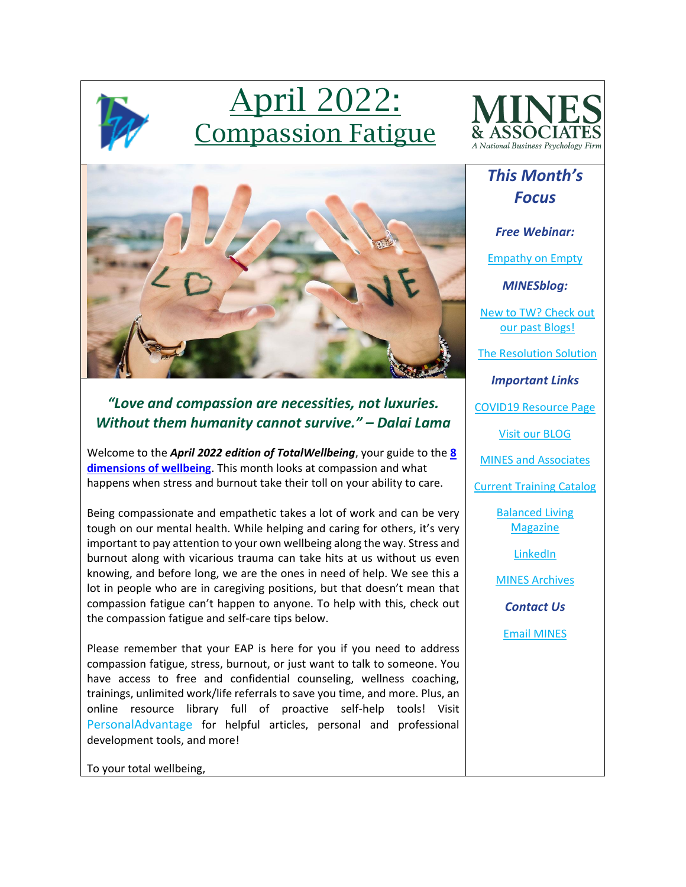# April 2022: Compassion Fatigue

MINES & ASSOCIATES
*A National Business Psychology Firm*

***"Love and compassion are necessities, not luxuries. Without them humanity cannot survive." – Dalai Lama***

Welcome to the ***April 2022 edition of TotalWellbeing***, your guide to the **8 dimensions of wellbeing**. This month looks at compassion and what happens when stress and burnout take their toll on your ability to care.

Being compassionate and empathetic takes a lot of work and can be very tough on our mental health. While helping and caring for others, it's very important to pay attention to your own wellbeing along the way. Stress and burnout along with vicarious trauma can take hits at us without us even knowing, and before long, we are the ones in need of help. We see this a lot in people who are in caregiving positions, but that doesn't mean that compassion fatigue can't happen to anyone. To help with this, check out the compassion fatigue and self-care tips below.

Please remember that your EAP is here for you if you need to address compassion fatigue, stress, burnout, or just want to talk to someone. You have access to free and confidential counseling, wellness coaching, trainings, unlimited work/life referrals to save you time, and more. Plus, an online resource library full of proactive self-help tools! Visit PersonalAdvantage for helpful articles, personal and professional development tools, and more!

To your total wellbeing,

## *This Month's Focus*

***Free Webinar:***

Empathy on Empty

***MINESblog:***

New to TW? Check out our past Blogs!

The Resolution Solution

***Important Links***

COVID19 Resource Page

Visit our BLOG

MINES and Associates

Current Training Catalog

Balanced Living Magazine

LinkedIn

MINES Archives

***Contact Us***

Email MINES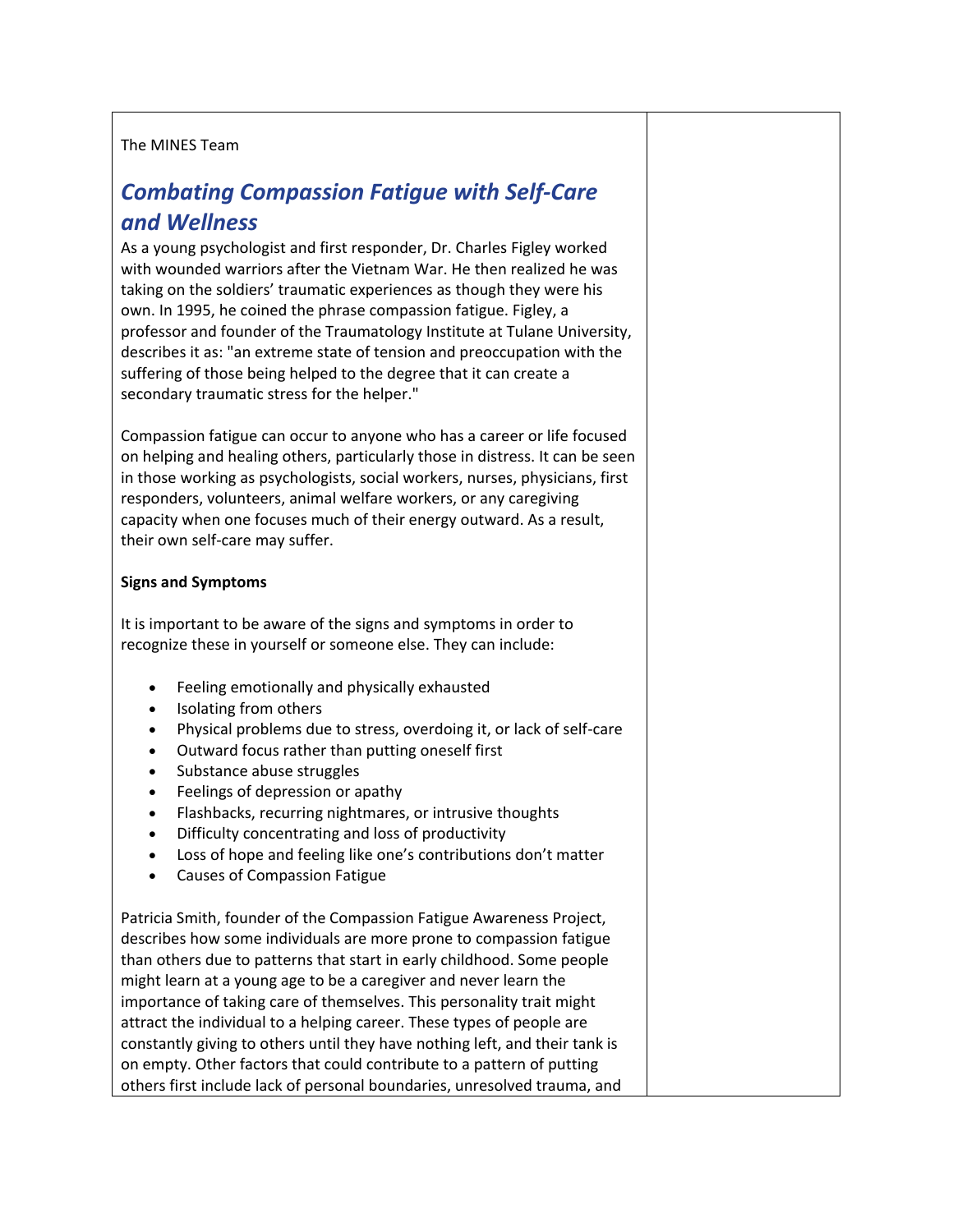The MINES Team

## *Combating Compassion Fatigue with Self-Care and Wellness*

As a young psychologist and first responder, Dr. Charles Figley worked with wounded warriors after the Vietnam War. He then realized he was taking on the soldiers' traumatic experiences as though they were his own. In 1995, he coined the phrase compassion fatigue. Figley, a professor and founder of the Traumatology Institute at Tulane University, describes it as: "an extreme state of tension and preoccupation with the suffering of those being helped to the degree that it can create a secondary traumatic stress for the helper."

Compassion fatigue can occur to anyone who has a career or life focused on helping and healing others, particularly those in distress. It can be seen in those working as psychologists, social workers, nurses, physicians, first responders, volunteers, animal welfare workers, or any caregiving capacity when one focuses much of their energy outward. As a result, their own self-care may suffer.

**Signs and Symptoms**

It is important to be aware of the signs and symptoms in order to recognize these in yourself or someone else. They can include:

- Feeling emotionally and physically exhausted
- Isolating from others
- Physical problems due to stress, overdoing it, or lack of self-care
- Outward focus rather than putting oneself first
- Substance abuse struggles
- Feelings of depression or apathy
- Flashbacks, recurring nightmares, or intrusive thoughts
- Difficulty concentrating and loss of productivity
- Loss of hope and feeling like one's contributions don't matter
- Causes of Compassion Fatigue

Patricia Smith, founder of the Compassion Fatigue Awareness Project, describes how some individuals are more prone to compassion fatigue than others due to patterns that start in early childhood. Some people might learn at a young age to be a caregiver and never learn the importance of taking care of themselves. This personality trait might attract the individual to a helping career. These types of people are constantly giving to others until they have nothing left, and their tank is on empty. Other factors that could contribute to a pattern of putting others first include lack of personal boundaries, unresolved trauma, and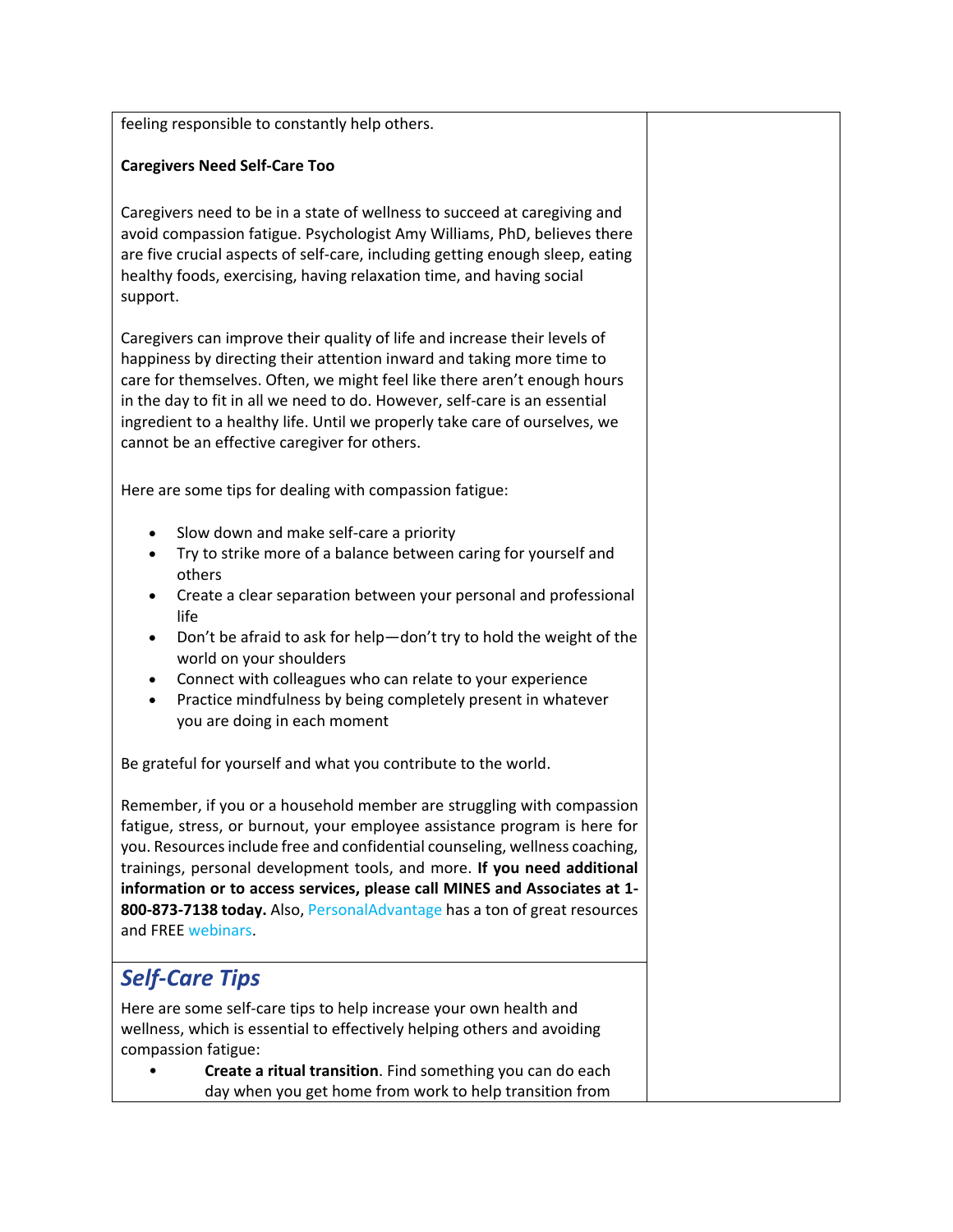feeling responsible to constantly help others.

**Caregivers Need Self-Care Too**

Caregivers need to be in a state of wellness to succeed at caregiving and avoid compassion fatigue. Psychologist Amy Williams, PhD, believes there are five crucial aspects of self-care, including getting enough sleep, eating healthy foods, exercising, having relaxation time, and having social support.

Caregivers can improve their quality of life and increase their levels of happiness by directing their attention inward and taking more time to care for themselves. Often, we might feel like there aren't enough hours in the day to fit in all we need to do. However, self-care is an essential ingredient to a healthy life. Until we properly take care of ourselves, we cannot be an effective caregiver for others.

Here are some tips for dealing with compassion fatigue:

- Slow down and make self-care a priority
- Try to strike more of a balance between caring for yourself and others
- Create a clear separation between your personal and professional life
- Don't be afraid to ask for help—don't try to hold the weight of the world on your shoulders
- Connect with colleagues who can relate to your experience
- Practice mindfulness by being completely present in whatever you are doing in each moment

Be grateful for yourself and what you contribute to the world.

Remember, if you or a household member are struggling with compassion fatigue, stress, or burnout, your employee assistance program is here for you. Resources include free and confidential counseling, wellness coaching, trainings, personal development tools, and more. **If you need additional information or to access services, please call MINES and Associates at 1-800-873-7138 today.** Also, PersonalAdvantage has a ton of great resources and FREE webinars.

## *Self-Care Tips*

Here are some self-care tips to help increase your own health and wellness, which is essential to effectively helping others and avoiding compassion fatigue:

- **Create a ritual transition**. Find something you can do each day when you get home from work to help transition from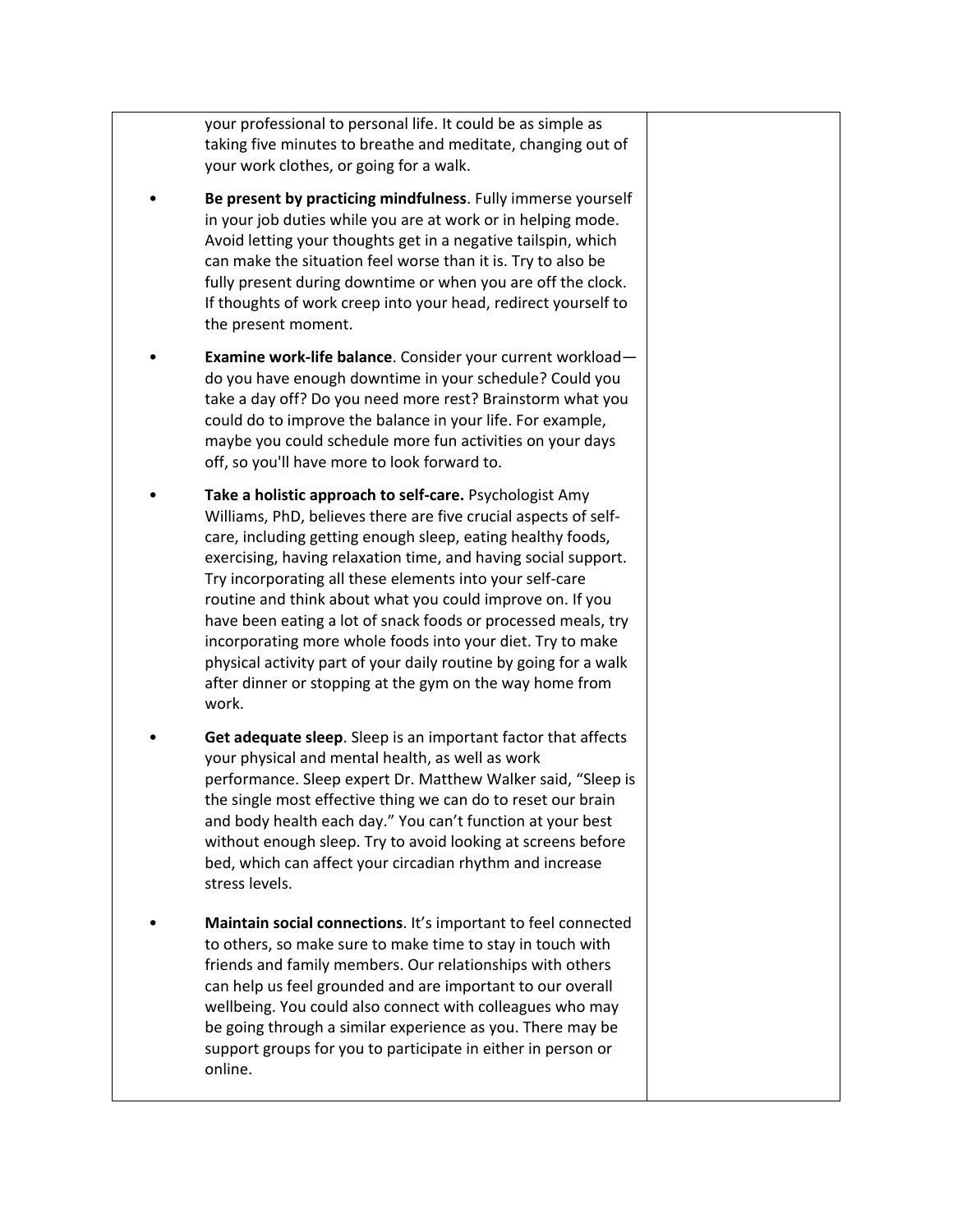your professional to personal life. It could be as simple as taking five minutes to breathe and meditate, changing out of your work clothes, or going for a walk.

- **Be present by practicing mindfulness**. Fully immerse yourself in your job duties while you are at work or in helping mode. Avoid letting your thoughts get in a negative tailspin, which can make the situation feel worse than it is. Try to also be fully present during downtime or when you are off the clock. If thoughts of work creep into your head, redirect yourself to the present moment.

- **Examine work-life balance**. Consider your current workload—do you have enough downtime in your schedule? Could you take a day off? Do you need more rest? Brainstorm what you could do to improve the balance in your life. For example, maybe you could schedule more fun activities on your days off, so you'll have more to look forward to.

- **Take a holistic approach to self-care.** Psychologist Amy Williams, PhD, believes there are five crucial aspects of self-care, including getting enough sleep, eating healthy foods, exercising, having relaxation time, and having social support. Try incorporating all these elements into your self-care routine and think about what you could improve on. If you have been eating a lot of snack foods or processed meals, try incorporating more whole foods into your diet. Try to make physical activity part of your daily routine by going for a walk after dinner or stopping at the gym on the way home from work.

- **Get adequate sleep**. Sleep is an important factor that affects your physical and mental health, as well as work performance. Sleep expert Dr. Matthew Walker said, "Sleep is the single most effective thing we can do to reset our brain and body health each day." You can't function at your best without enough sleep. Try to avoid looking at screens before bed, which can affect your circadian rhythm and increase stress levels.

- **Maintain social connections**. It's important to feel connected to others, so make sure to make time to stay in touch with friends and family members. Our relationships with others can help us feel grounded and are important to our overall wellbeing. You could also connect with colleagues who may be going through a similar experience as you. There may be support groups for you to participate in either in person or online.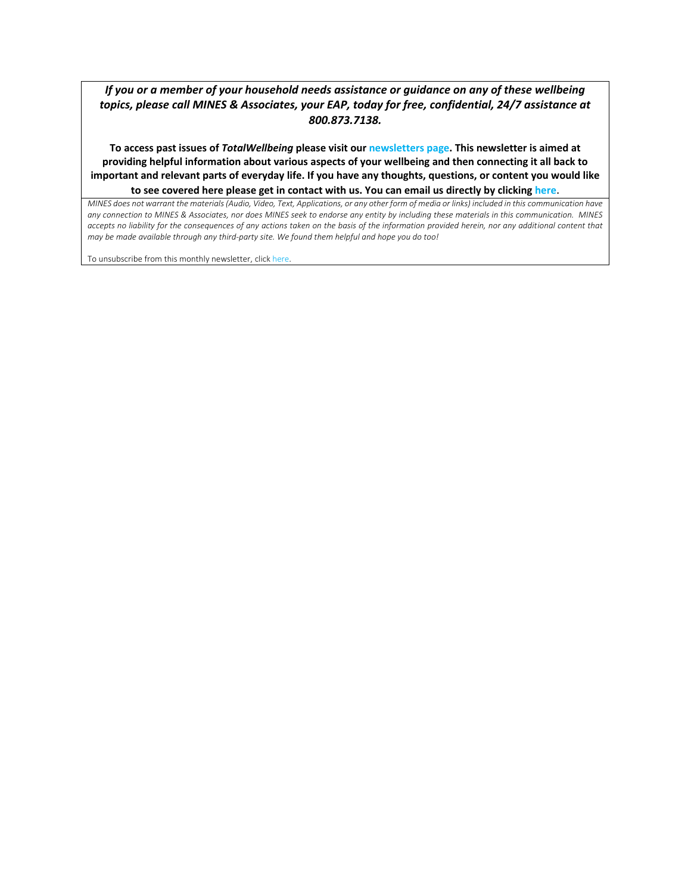***If you or a member of your household needs assistance or guidance on any of these wellbeing topics, please call MINES & Associates, your EAP, today for free, confidential, 24/7 assistance at 800.873.7138.***

**To access past issues of *TotalWellbeing* please visit our newsletters page. This newsletter is aimed at providing helpful information about various aspects of your wellbeing and then connecting it all back to important and relevant parts of everyday life. If you have any thoughts, questions, or content you would like to see covered here please get in contact with us. You can email us directly by clicking here.**

*MINES does not warrant the materials (Audio, Video, Text, Applications, or any other form of media or links) included in this communication have any connection to MINES & Associates, nor does MINES seek to endorse any entity by including these materials in this communication. MINES accepts no liability for the consequences of any actions taken on the basis of the information provided herein, nor any additional content that may be made available through any third-party site. We found them helpful and hope you do too!*

To unsubscribe from this monthly newsletter, click here.